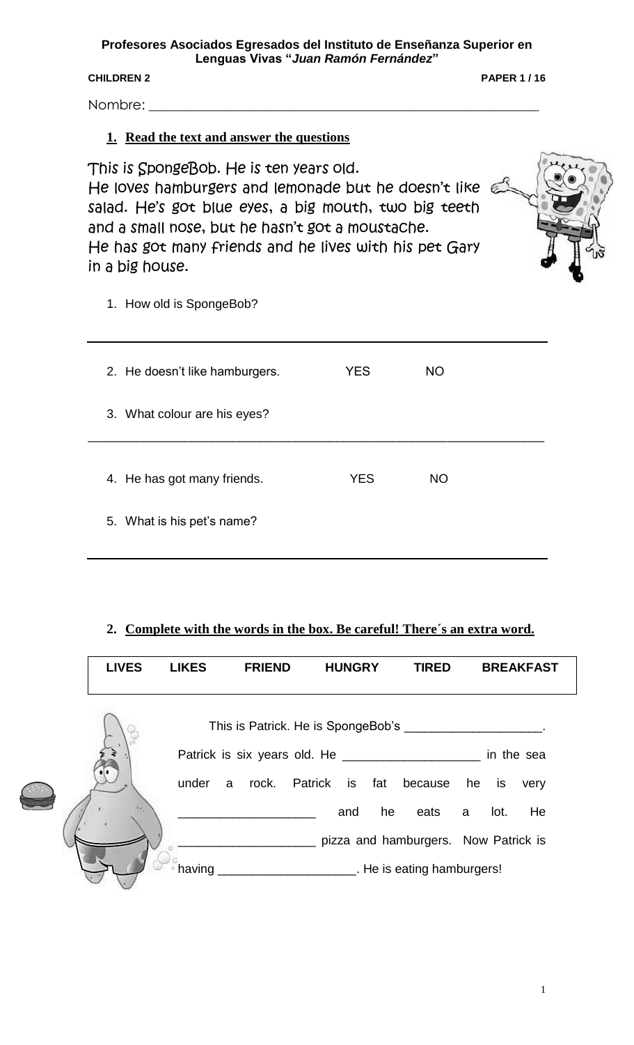**Profesores Asociados Egresados del Instituto de Enseñanza Superior en Lenguas Vivas "*Juan Ramón Fernández*"**

**CHILDREN 2** **PAPER 1 / 16**

Nombre: ___________________________________________________________

## 1. Read the text and answer the questions

This is SpongeBob. He is ten years old.
He loves hamburgers and lemonade but he doesn't like salad. He's got blue eyes, a big mouth, two big teeth and a small nose, but he hasn't got a moustache.
He has got many friends and he lives with his pet Gary in a big house.

1. How old is SpongeBob?

___________________________________________________________

2. He doesn't like hamburgers. YES NO

3. What colour are his eyes?

___________________________________________________________

4. He has got many friends. YES NO

5. What is his pet's name?

___________________________________________________________

## 2. Complete with the words in the box. Be careful! There´s an extra word.

| LIVES | LIKES | FRIEND | HUNGRY | TIRED | BREAKFAST |
|---|---|---|---|---|---|

This is Patrick. He is SpongeBob's ____________________. Patrick is six years old. He ____________________ in the sea under a rock. Patrick is fat because he is very ____________________ and he eats a lot. He ____________________ pizza and hamburgers. Now Patrick is having ____________________. He is eating hamburgers!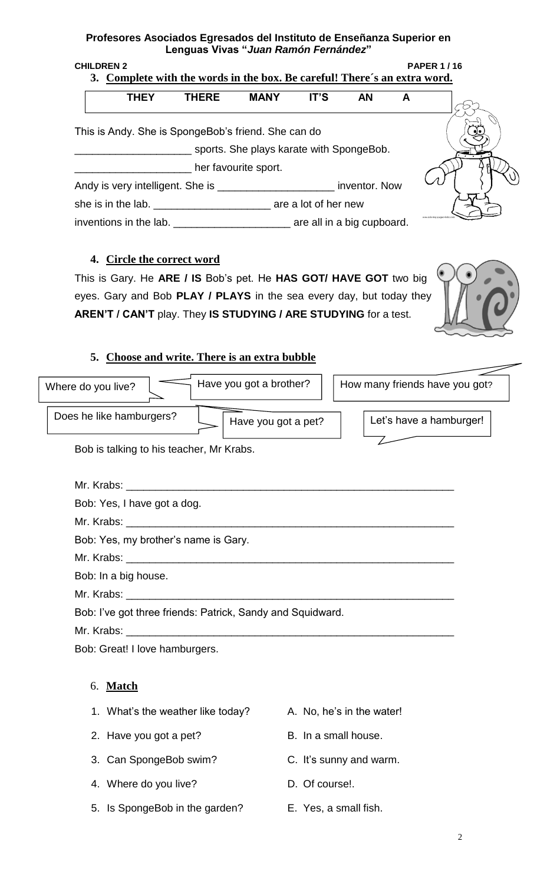**Profesores Asociados Egresados del Instituto de Enseñanza Superior en Lenguas Vivas "*Juan Ramón Fernández*"**

**CHILDREN 2** **PAPER 1 / 16**

**3. Complete with the words in the box. Be careful! There´s an extra word.**

| THEY | THERE | MANY | IT'S | AN | A |
|---|---|---|---|---|---|

This is Andy. She is SpongeBob's friend. She can do ____________________ sports. She plays karate with SpongeBob. ____________________ her favourite sport.

Andy is very intelligent. She is ____________________ inventor. Now she is in the lab. ____________________ are a lot of her new inventions in the lab. ____________________ are all in a big cupboard.

**4. Circle the correct word**

This is Gary. He **ARE / IS** Bob's pet. He **HAS GOT/ HAVE GOT** two big eyes. Gary and Bob **PLAY / PLAYS** in the sea every day, but today they **AREN'T / CAN'T** play. They **IS STUDYING / ARE STUDYING** for a test.

**5. Choose and write. There is an extra bubble**

Where do you live? | Have you got a brother? | How many friends have you got? | Does he like hamburgers? | Have you got a pet? | Let's have a hamburger!

Bob is talking to his teacher, Mr Krabs.

Mr. Krabs: ____________________________________________

Bob: Yes, I have got a dog.

Mr. Krabs: ____________________________________________

Bob: Yes, my brother's name is Gary.

Mr. Krabs: ____________________________________________

Bob: In a big house.

Mr. Krabs: ____________________________________________

Bob: I've got three friends: Patrick, Sandy and Squidward.

Mr. Krabs: ____________________________________________

Bob: Great! I love hamburgers.

6. **Match**

| | |
|---|---|
| 1. What's the weather like today? | A. No, he's in the water! |
| 2. Have you got a pet? | B. In a small house. |
| 3. Can SpongeBob swim? | C. It's sunny and warm. |
| 4. Where do you live? | D. Of course!. |
| 5. Is SpongeBob in the garden? | E. Yes, a small fish. |